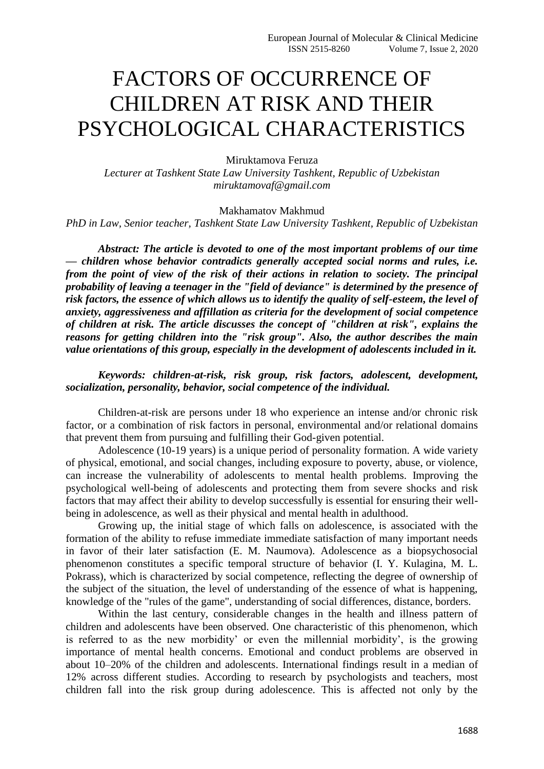# FACTORS OF OCCURRENCE OF CHILDREN AT RISK AND THEIR PSYCHOLOGICAL CHARACTERISTICS

Miruktamova Feruza

*Lecturer at Tashkent State Law University Tashkent, Republic of Uzbekistan*
*miruktamovaf@gmail.com*

Makhamatov Makhmud

*PhD in Law, Senior teacher, Tashkent State Law University Tashkent, Republic of Uzbekistan*

***Abstract: The article is devoted to one of the most important problems of our time — children whose behavior contradicts generally accepted social norms and rules, i.e. from the point of view of the risk of their actions in relation to society. The principal probability of leaving a teenager in the "field of deviance" is determined by the presence of risk factors, the essence of which allows us to identify the quality of self-esteem, the level of anxiety, aggressiveness and affillation as criteria for the development of social competence of children at risk. The article discusses the concept of "children at risk", explains the reasons for getting children into the "risk group". Also, the author describes the main value orientations of this group, especially in the development of adolescents included in it.***

***Keywords: children-at-risk, risk group, risk factors, adolescent, development, socialization, personality, behavior, social competence of the individual.***

Children-at-risk are persons under 18 who experience an intense and/or chronic risk factor, or a combination of risk factors in personal, environmental and/or relational domains that prevent them from pursuing and fulfilling their God-given potential.

Adolescence (10-19 years) is a unique period of personality formation. A wide variety of physical, emotional, and social changes, including exposure to poverty, abuse, or violence, can increase the vulnerability of adolescents to mental health problems. Improving the psychological well-being of adolescents and protecting them from severe shocks and risk factors that may affect their ability to develop successfully is essential for ensuring their well-being in adolescence, as well as their physical and mental health in adulthood.

Growing up, the initial stage of which falls on adolescence, is associated with the formation of the ability to refuse immediate immediate satisfaction of many important needs in favor of their later satisfaction (E. M. Naumova). Adolescence as a biopsychosocial phenomenon constitutes a specific temporal structure of behavior (I. Y. Kulagina, M. L. Pokrass), which is characterized by social competence, reflecting the degree of ownership of the subject of the situation, the level of understanding of the essence of what is happening, knowledge of the "rules of the game", understanding of social differences, distance, borders.

Within the last century, considerable changes in the health and illness pattern of children and adolescents have been observed. One characteristic of this phenomenon, which is referred to as the new morbidity' or even the millennial morbidity', is the growing importance of mental health concerns. Emotional and conduct problems are observed in about 10–20% of the children and adolescents. International findings result in a median of 12% across different studies. According to research by psychologists and teachers, most children fall into the risk group during adolescence. This is affected not only by the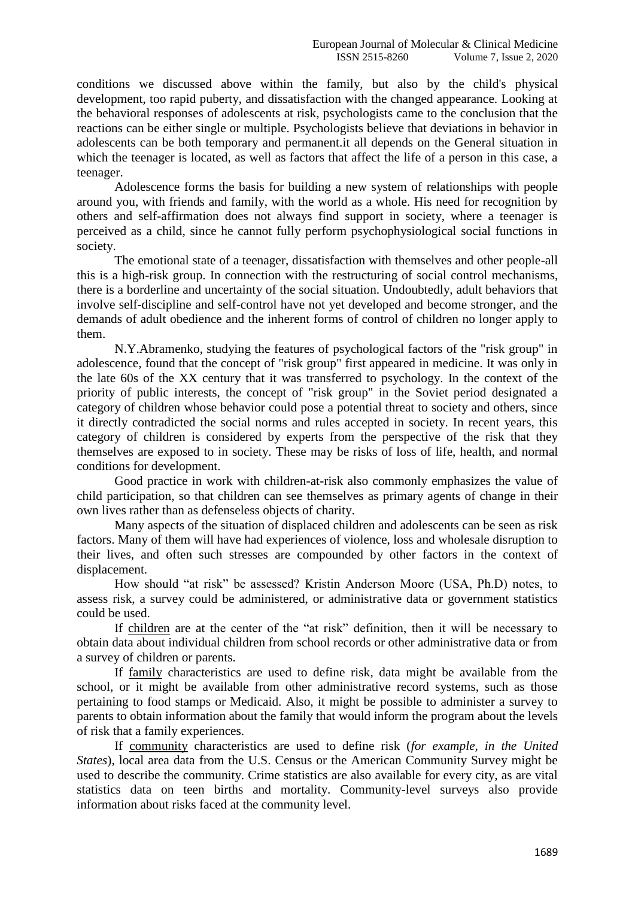conditions we discussed above within the family, but also by the child's physical development, too rapid puberty, and dissatisfaction with the changed appearance. Looking at the behavioral responses of adolescents at risk, psychologists came to the conclusion that the reactions can be either single or multiple. Psychologists believe that deviations in behavior in adolescents can be both temporary and permanent.it all depends on the General situation in which the teenager is located, as well as factors that affect the life of a person in this case, a teenager.

Adolescence forms the basis for building a new system of relationships with people around you, with friends and family, with the world as a whole. His need for recognition by others and self-affirmation does not always find support in society, where a teenager is perceived as a child, since he cannot fully perform psychophysiological social functions in society.

The emotional state of a teenager, dissatisfaction with themselves and other people-all this is a high-risk group. In connection with the restructuring of social control mechanisms, there is a borderline and uncertainty of the social situation. Undoubtedly, adult behaviors that involve self-discipline and self-control have not yet developed and become stronger, and the demands of adult obedience and the inherent forms of control of children no longer apply to them.

N.Y.Abramenko, studying the features of psychological factors of the "risk group" in adolescence, found that the concept of "risk group" first appeared in medicine. It was only in the late 60s of the XX century that it was transferred to psychology. In the context of the priority of public interests, the concept of "risk group" in the Soviet period designated a category of children whose behavior could pose a potential threat to society and others, since it directly contradicted the social norms and rules accepted in society. In recent years, this category of children is considered by experts from the perspective of the risk that they themselves are exposed to in society. These may be risks of loss of life, health, and normal conditions for development.

Good practice in work with children-at-risk also commonly emphasizes the value of child participation, so that children can see themselves as primary agents of change in their own lives rather than as defenseless objects of charity.

Many aspects of the situation of displaced children and adolescents can be seen as risk factors. Many of them will have had experiences of violence, loss and wholesale disruption to their lives, and often such stresses are compounded by other factors in the context of displacement.

How should "at risk" be assessed? Kristin Anderson Moore (USA, Ph.D) notes, to assess risk, a survey could be administered, or administrative data or government statistics could be used.

If <u>children</u> are at the center of the "at risk" definition, then it will be necessary to obtain data about individual children from school records or other administrative data or from a survey of children or parents.

If <u>family</u> characteristics are used to define risk, data might be available from the school, or it might be available from other administrative record systems, such as those pertaining to food stamps or Medicaid. Also, it might be possible to administer a survey to parents to obtain information about the family that would inform the program about the levels of risk that a family experiences.

If <u>community</u> characteristics are used to define risk (*for example, in the United States*), local area data from the U.S. Census or the American Community Survey might be used to describe the community. Crime statistics are also available for every city, as are vital statistics data on teen births and mortality. Community-level surveys also provide information about risks faced at the community level.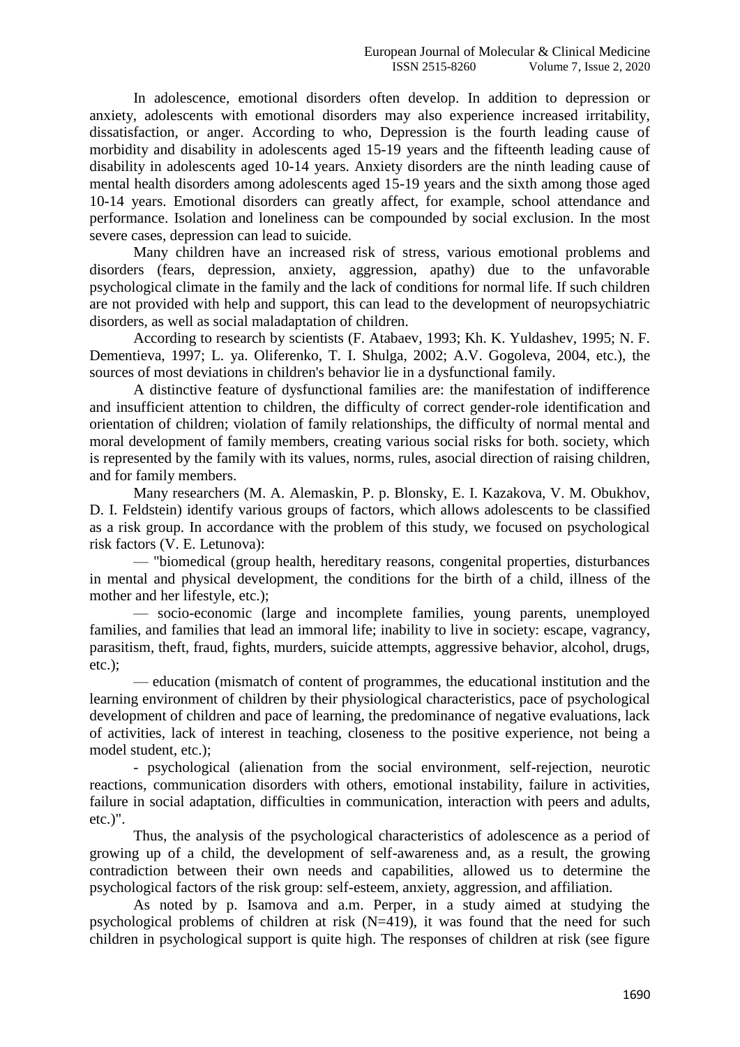In adolescence, emotional disorders often develop. In addition to depression or anxiety, adolescents with emotional disorders may also experience increased irritability, dissatisfaction, or anger. According to who, Depression is the fourth leading cause of morbidity and disability in adolescents aged 15-19 years and the fifteenth leading cause of disability in adolescents aged 10-14 years. Anxiety disorders are the ninth leading cause of mental health disorders among adolescents aged 15-19 years and the sixth among those aged 10-14 years. Emotional disorders can greatly affect, for example, school attendance and performance. Isolation and loneliness can be compounded by social exclusion. In the most severe cases, depression can lead to suicide.

Many children have an increased risk of stress, various emotional problems and disorders (fears, depression, anxiety, aggression, apathy) due to the unfavorable psychological climate in the family and the lack of conditions for normal life. If such children are not provided with help and support, this can lead to the development of neuropsychiatric disorders, as well as social maladaptation of children.

According to research by scientists (F. Atabaev, 1993; Kh. K. Yuldashev, 1995; N. F. Dementieva, 1997; L. ya. Oliferenko, T. I. Shulga, 2002; A.V. Gogoleva, 2004, etc.), the sources of most deviations in children's behavior lie in a dysfunctional family.

A distinctive feature of dysfunctional families are: the manifestation of indifference and insufficient attention to children, the difficulty of correct gender-role identification and orientation of children; violation of family relationships, the difficulty of normal mental and moral development of family members, creating various social risks for both. society, which is represented by the family with its values, norms, rules, asocial direction of raising children, and for family members.

Many researchers (M. A. Alemaskin, P. p. Blonsky, E. I. Kazakova, V. M. Obukhov, D. I. Feldstein) identify various groups of factors, which allows adolescents to be classified as a risk group. In accordance with the problem of this study, we focused on psychological risk factors (V. E. Letunova):

— "biomedical (group health, hereditary reasons, congenital properties, disturbances in mental and physical development, the conditions for the birth of a child, illness of the mother and her lifestyle, etc.);

— socio-economic (large and incomplete families, young parents, unemployed families, and families that lead an immoral life; inability to live in society: escape, vagrancy, parasitism, theft, fraud, fights, murders, suicide attempts, aggressive behavior, alcohol, drugs, etc.);

— education (mismatch of content of programmes, the educational institution and the learning environment of children by their physiological characteristics, pace of psychological development of children and pace of learning, the predominance of negative evaluations, lack of activities, lack of interest in teaching, closeness to the positive experience, not being a model student, etc.);

- psychological (alienation from the social environment, self-rejection, neurotic reactions, communication disorders with others, emotional instability, failure in activities, failure in social adaptation, difficulties in communication, interaction with peers and adults, etc.)".

Thus, the analysis of the psychological characteristics of adolescence as a period of growing up of a child, the development of self-awareness and, as a result, the growing contradiction between their own needs and capabilities, allowed us to determine the psychological factors of the risk group: self-esteem, anxiety, aggression, and affiliation.

As noted by p. Isamova and a.m. Perper, in a study aimed at studying the psychological problems of children at risk (N=419), it was found that the need for such children in psychological support is quite high. The responses of children at risk (see figure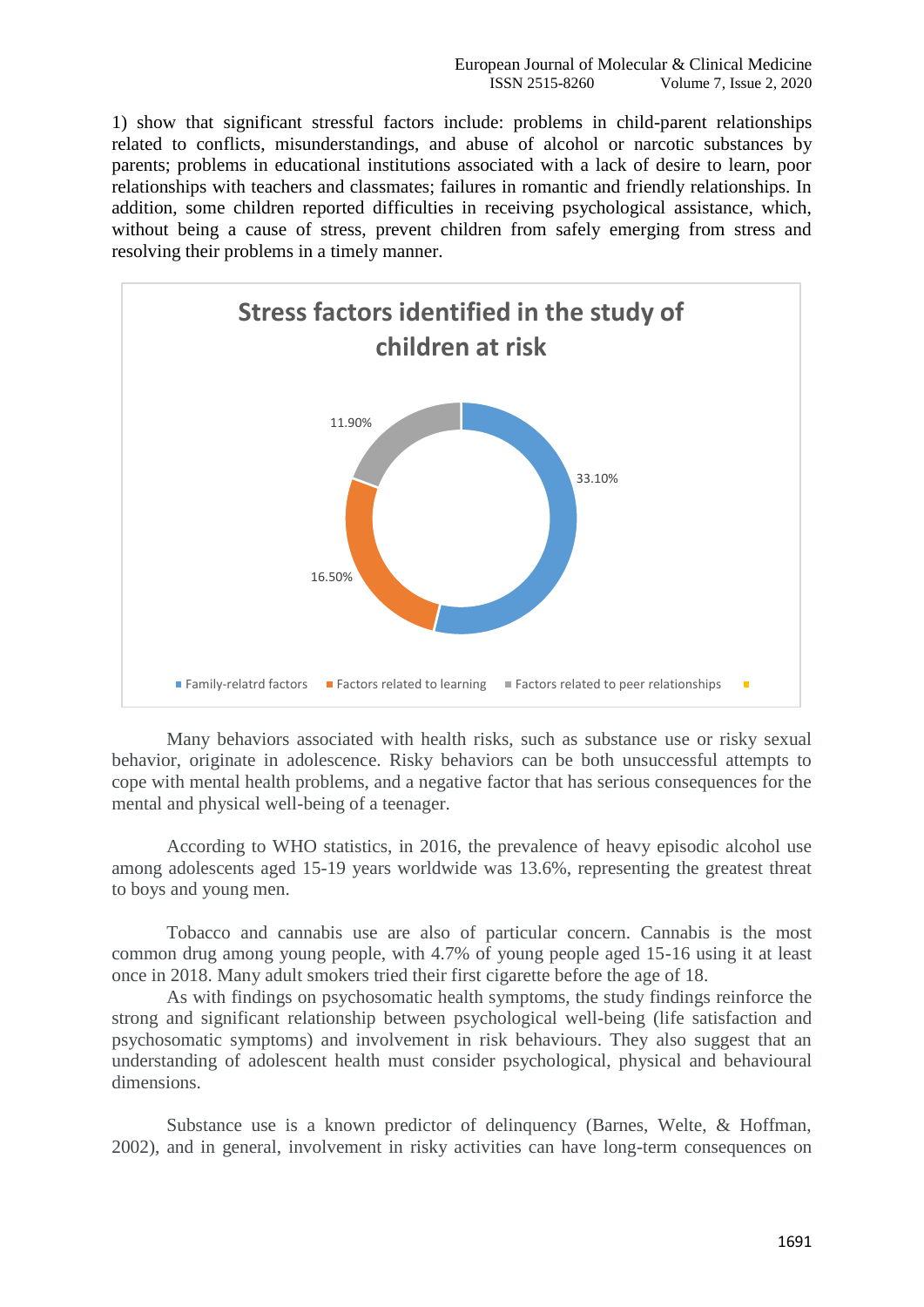1) show that significant stressful factors include: problems in child-parent relationships related to conflicts, misunderstandings, and abuse of alcohol or narcotic substances by parents; problems in educational institutions associated with a lack of desire to learn, poor relationships with teachers and classmates; failures in romantic and friendly relationships. In addition, some children reported difficulties in receiving psychological assistance, which, without being a cause of stress, prevent children from safely emerging from stress and resolving their problems in a timely manner.

Many behaviors associated with health risks, such as substance use or risky sexual behavior, originate in adolescence. Risky behaviors can be both unsuccessful attempts to cope with mental health problems, and a negative factor that has serious consequences for the mental and physical well-being of a teenager.

According to WHO statistics, in 2016, the prevalence of heavy episodic alcohol use among adolescents aged 15-19 years worldwide was 13.6%, representing the greatest threat to boys and young men.

Tobacco and cannabis use are also of particular concern. Cannabis is the most common drug among young people, with 4.7% of young people aged 15-16 using it at least once in 2018. Many adult smokers tried their first cigarette before the age of 18.

As with findings on psychosomatic health symptoms, the study findings reinforce the strong and significant relationship between psychological well-being (life satisfaction and psychosomatic symptoms) and involvement in risk behaviours. They also suggest that an understanding of adolescent health must consider psychological, physical and behavioural dimensions.

Substance use is a known predictor of delinquency (Barnes, Welte, & Hoffman, 2002), and in general, involvement in risky activities can have long-term consequences on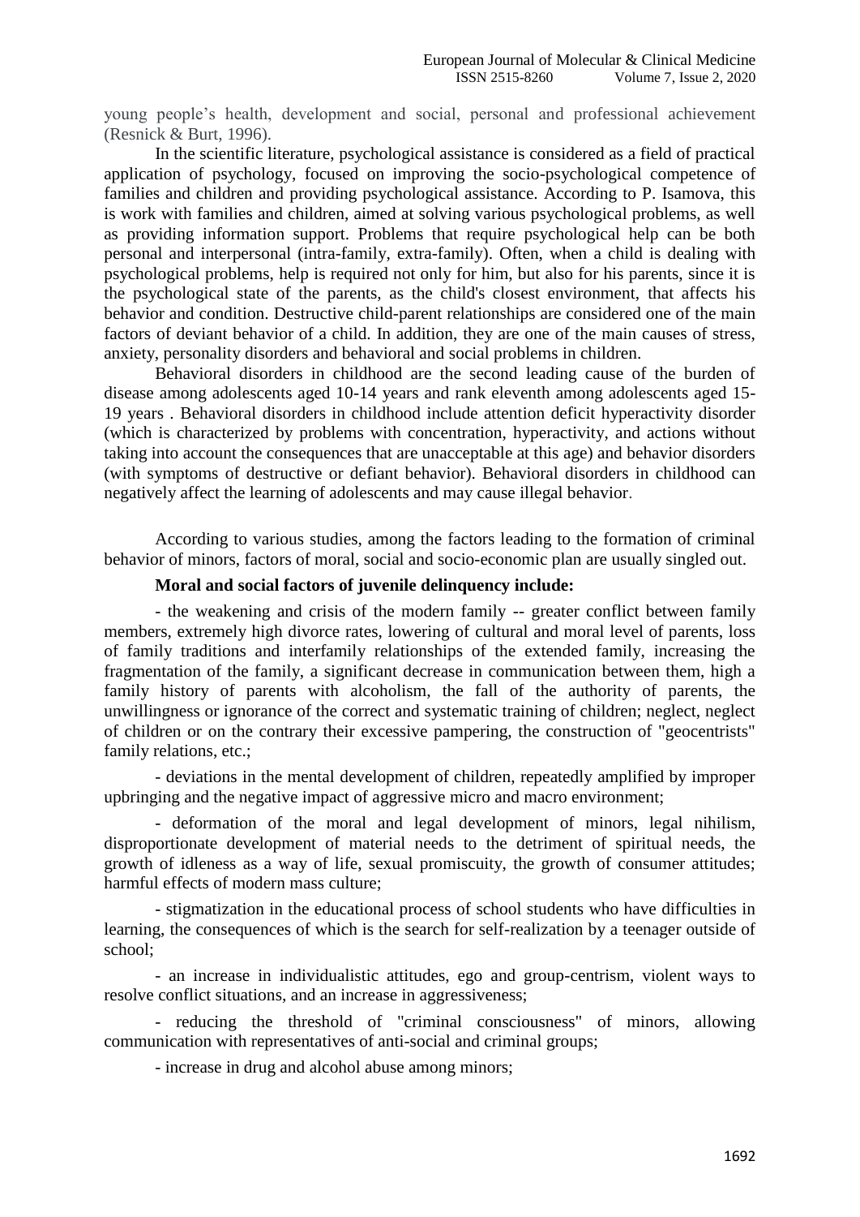young people's health, development and social, personal and professional achievement (Resnick & Burt, 1996).

In the scientific literature, psychological assistance is considered as a field of practical application of psychology, focused on improving the socio-psychological competence of families and children and providing psychological assistance. According to P. Isamova, this is work with families and children, aimed at solving various psychological problems, as well as providing information support. Problems that require psychological help can be both personal and interpersonal (intra-family, extra-family). Often, when a child is dealing with psychological problems, help is required not only for him, but also for his parents, since it is the psychological state of the parents, as the child's closest environment, that affects his behavior and condition. Destructive child-parent relationships are considered one of the main factors of deviant behavior of a child. In addition, they are one of the main causes of stress, anxiety, personality disorders and behavioral and social problems in children.

Behavioral disorders in childhood are the second leading cause of the burden of disease among adolescents aged 10-14 years and rank eleventh among adolescents aged 15-19 years . Behavioral disorders in childhood include attention deficit hyperactivity disorder (which is characterized by problems with concentration, hyperactivity, and actions without taking into account the consequences that are unacceptable at this age) and behavior disorders (with symptoms of destructive or defiant behavior). Behavioral disorders in childhood can negatively affect the learning of adolescents and may cause illegal behavior.

According to various studies, among the factors leading to the formation of criminal behavior of minors, factors of moral, social and socio-economic plan are usually singled out.

**Moral and social factors of juvenile delinquency include:**

- the weakening and crisis of the modern family -- greater conflict between family members, extremely high divorce rates, lowering of cultural and moral level of parents, loss of family traditions and interfamily relationships of the extended family, increasing the fragmentation of the family, a significant decrease in communication between them, high a family history of parents with alcoholism, the fall of the authority of parents, the unwillingness or ignorance of the correct and systematic training of children; neglect, neglect of children or on the contrary their excessive pampering, the construction of "geocentrists" family relations, etc.;

- deviations in the mental development of children, repeatedly amplified by improper upbringing and the negative impact of aggressive micro and macro environment;

- deformation of the moral and legal development of minors, legal nihilism, disproportionate development of material needs to the detriment of spiritual needs, the growth of idleness as a way of life, sexual promiscuity, the growth of consumer attitudes; harmful effects of modern mass culture;

- stigmatization in the educational process of school students who have difficulties in learning, the consequences of which is the search for self-realization by a teenager outside of school;

- an increase in individualistic attitudes, ego and group-centrism, violent ways to resolve conflict situations, and an increase in aggressiveness;

- reducing the threshold of "criminal consciousness" of minors, allowing communication with representatives of anti-social and criminal groups;

- increase in drug and alcohol abuse among minors;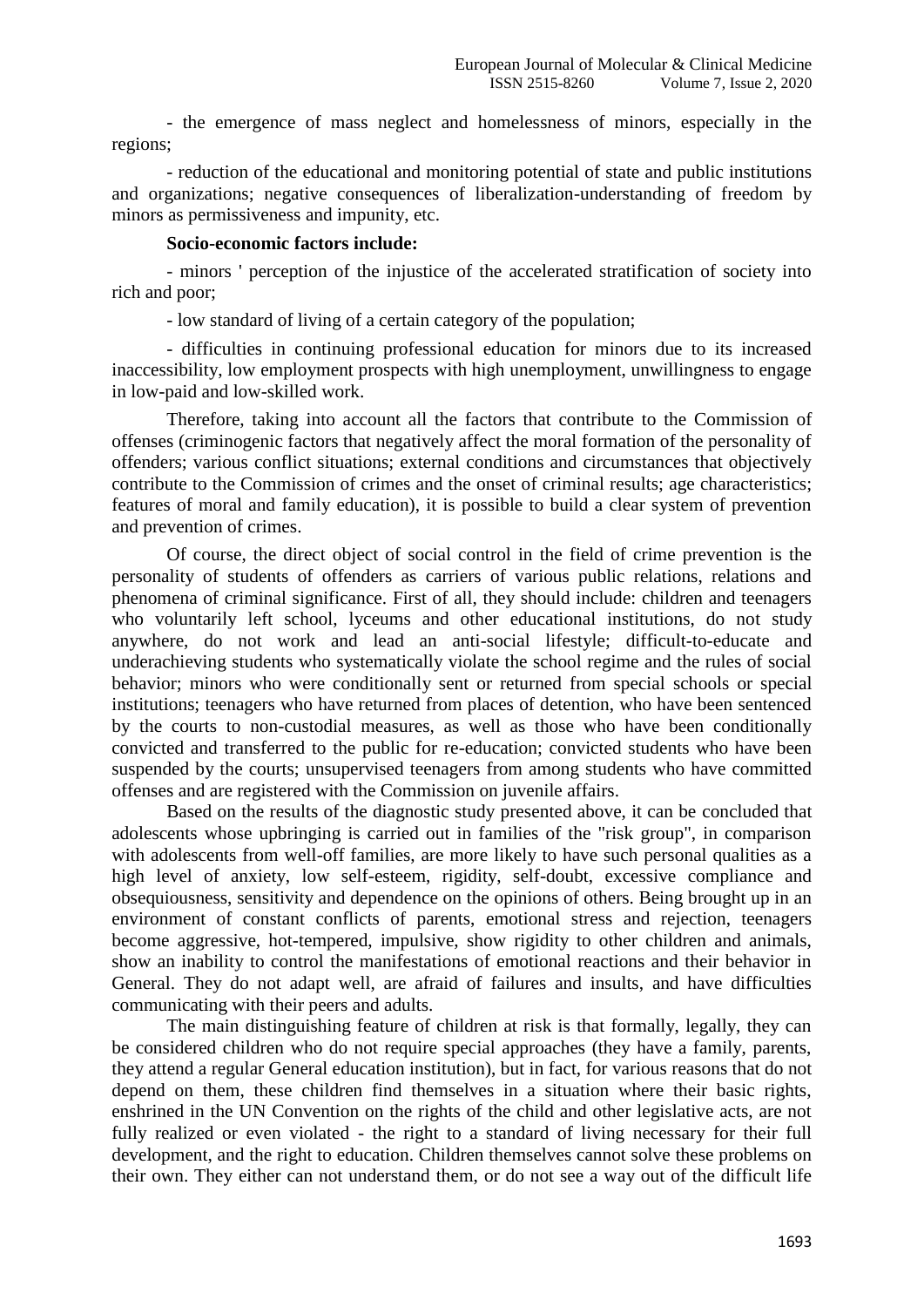- the emergence of mass neglect and homelessness of minors, especially in the regions;

- reduction of the educational and monitoring potential of state and public institutions and organizations; negative consequences of liberalization-understanding of freedom by minors as permissiveness and impunity, etc.

**Socio-economic factors include:**

- minors ' perception of the injustice of the accelerated stratification of society into rich and poor;

- low standard of living of a certain category of the population;

- difficulties in continuing professional education for minors due to its increased inaccessibility, low employment prospects with high unemployment, unwillingness to engage in low-paid and low-skilled work.

Therefore, taking into account all the factors that contribute to the Commission of offenses (criminogenic factors that negatively affect the moral formation of the personality of offenders; various conflict situations; external conditions and circumstances that objectively contribute to the Commission of crimes and the onset of criminal results; age characteristics; features of moral and family education), it is possible to build a clear system of prevention and prevention of crimes.

Of course, the direct object of social control in the field of crime prevention is the personality of students of offenders as carriers of various public relations, relations and phenomena of criminal significance. First of all, they should include: children and teenagers who voluntarily left school, lyceums and other educational institutions, do not study anywhere, do not work and lead an anti-social lifestyle; difficult-to-educate and underachieving students who systematically violate the school regime and the rules of social behavior; minors who were conditionally sent or returned from special schools or special institutions; teenagers who have returned from places of detention, who have been sentenced by the courts to non-custodial measures, as well as those who have been conditionally convicted and transferred to the public for re-education; convicted students who have been suspended by the courts; unsupervised teenagers from among students who have committed offenses and are registered with the Commission on juvenile affairs.

Based on the results of the diagnostic study presented above, it can be concluded that adolescents whose upbringing is carried out in families of the "risk group", in comparison with adolescents from well-off families, are more likely to have such personal qualities as a high level of anxiety, low self-esteem, rigidity, self-doubt, excessive compliance and obsequiousness, sensitivity and dependence on the opinions of others. Being brought up in an environment of constant conflicts of parents, emotional stress and rejection, teenagers become aggressive, hot-tempered, impulsive, show rigidity to other children and animals, show an inability to control the manifestations of emotional reactions and their behavior in General. They do not adapt well, are afraid of failures and insults, and have difficulties communicating with their peers and adults.

The main distinguishing feature of children at risk is that formally, legally, they can be considered children who do not require special approaches (they have a family, parents, they attend a regular General education institution), but in fact, for various reasons that do not depend on them, these children find themselves in a situation where their basic rights, enshrined in the UN Convention on the rights of the child and other legislative acts, are not fully realized or even violated - the right to a standard of living necessary for their full development, and the right to education. Children themselves cannot solve these problems on their own. They either can not understand them, or do not see a way out of the difficult life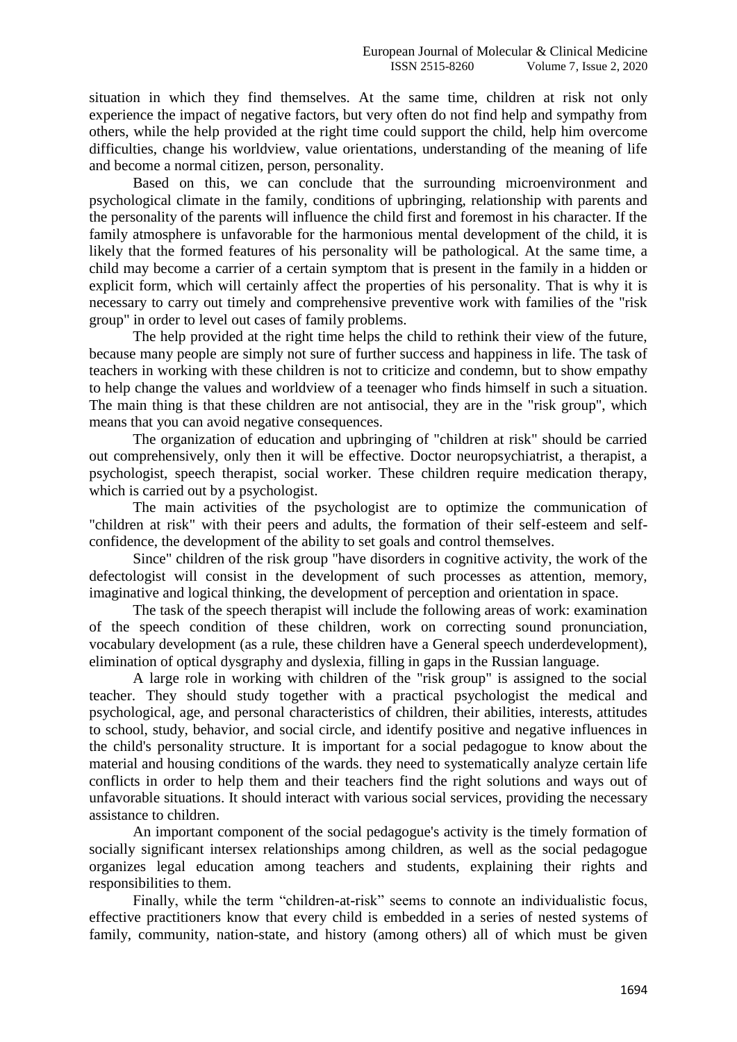situation in which they find themselves. At the same time, children at risk not only experience the impact of negative factors, but very often do not find help and sympathy from others, while the help provided at the right time could support the child, help him overcome difficulties, change his worldview, value orientations, understanding of the meaning of life and become a normal citizen, person, personality.

Based on this, we can conclude that the surrounding microenvironment and psychological climate in the family, conditions of upbringing, relationship with parents and the personality of the parents will influence the child first and foremost in his character. If the family atmosphere is unfavorable for the harmonious mental development of the child, it is likely that the formed features of his personality will be pathological. At the same time, a child may become a carrier of a certain symptom that is present in the family in a hidden or explicit form, which will certainly affect the properties of his personality. That is why it is necessary to carry out timely and comprehensive preventive work with families of the "risk group" in order to level out cases of family problems.

The help provided at the right time helps the child to rethink their view of the future, because many people are simply not sure of further success and happiness in life. The task of teachers in working with these children is not to criticize and condemn, but to show empathy to help change the values and worldview of a teenager who finds himself in such a situation. The main thing is that these children are not antisocial, they are in the "risk group", which means that you can avoid negative consequences.

The organization of education and upbringing of "children at risk" should be carried out comprehensively, only then it will be effective. Doctor neuropsychiatrist, a therapist, a psychologist, speech therapist, social worker. These children require medication therapy, which is carried out by a psychologist.

The main activities of the psychologist are to optimize the communication of "children at risk" with their peers and adults, the formation of their self-esteem and self-confidence, the development of the ability to set goals and control themselves.

Since" children of the risk group "have disorders in cognitive activity, the work of the defectologist will consist in the development of such processes as attention, memory, imaginative and logical thinking, the development of perception and orientation in space.

The task of the speech therapist will include the following areas of work: examination of the speech condition of these children, work on correcting sound pronunciation, vocabulary development (as a rule, these children have a General speech underdevelopment), elimination of optical dysgraphy and dyslexia, filling in gaps in the Russian language.

A large role in working with children of the "risk group" is assigned to the social teacher. They should study together with a practical psychologist the medical and psychological, age, and personal characteristics of children, their abilities, interests, attitudes to school, study, behavior, and social circle, and identify positive and negative influences in the child's personality structure. It is important for a social pedagogue to know about the material and housing conditions of the wards. they need to systematically analyze certain life conflicts in order to help them and their teachers find the right solutions and ways out of unfavorable situations. It should interact with various social services, providing the necessary assistance to children.

An important component of the social pedagogue's activity is the timely formation of socially significant intersex relationships among children, as well as the social pedagogue organizes legal education among teachers and students, explaining their rights and responsibilities to them.

Finally, while the term "children-at-risk" seems to connote an individualistic focus, effective practitioners know that every child is embedded in a series of nested systems of family, community, nation-state, and history (among others) all of which must be given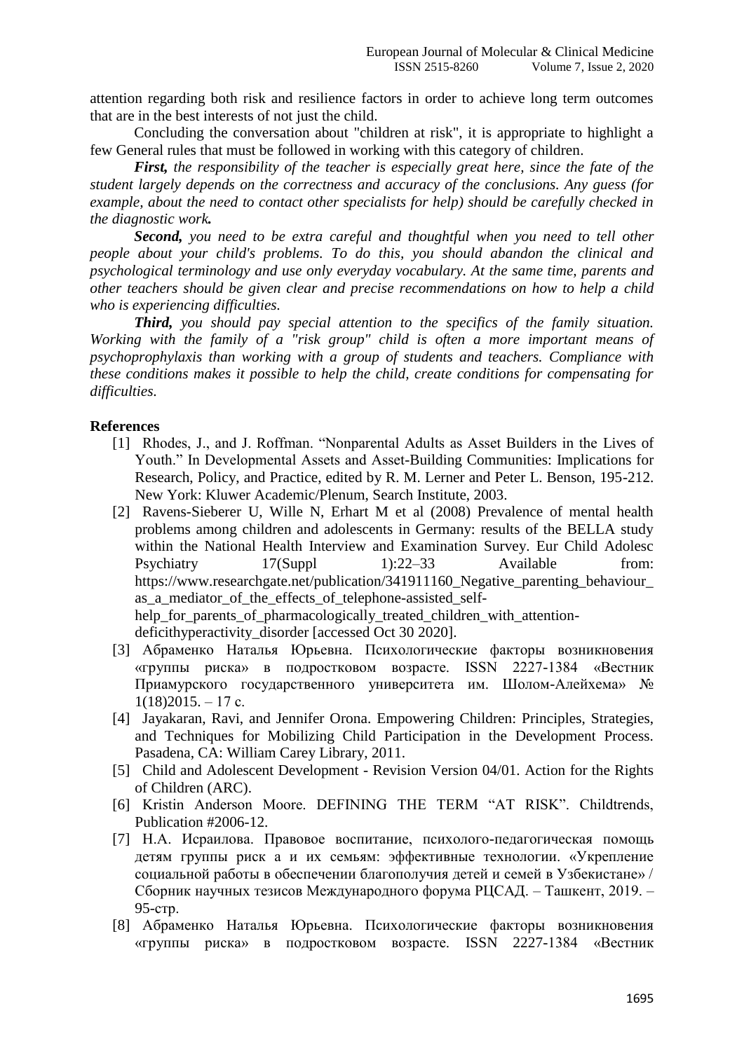attention regarding both risk and resilience factors in order to achieve long term outcomes that are in the best interests of not just the child.

Concluding the conversation about "children at risk", it is appropriate to highlight a few General rules that must be followed in working with this category of children.

***First,*** *the responsibility of the teacher is especially great here, since the fate of the student largely depends on the correctness and accuracy of the conclusions. Any guess (for example, about the need to contact other specialists for help) should be carefully checked in the diagnostic work.*

***Second,*** *you need to be extra careful and thoughtful when you need to tell other people about your child's problems. To do this, you should abandon the clinical and psychological terminology and use only everyday vocabulary. At the same time, parents and other teachers should be given clear and precise recommendations on how to help a child who is experiencing difficulties.*

***Third,*** *you should pay special attention to the specifics of the family situation. Working with the family of a "risk group" child is often a more important means of psychoprophylaxis than working with a group of students and teachers. Compliance with these conditions makes it possible to help the child, create conditions for compensating for difficulties.*

## References

[1] Rhodes, J., and J. Roffman. “Nonparental Adults as Asset Builders in the Lives of Youth.” In Developmental Assets and Asset-Building Communities: Implications for Research, Policy, and Practice, edited by R. M. Lerner and Peter L. Benson, 195-212. New York: Kluwer Academic/Plenum, Search Institute, 2003.

[2] Ravens-Sieberer U, Wille N, Erhart M et al (2008) Prevalence of mental health problems among children and adolescents in Germany: results of the BELLA study within the National Health Interview and Examination Survey. Eur Child Adolesc Psychiatry 17(Suppl 1):22–33 Available from: https://www.researchgate.net/publication/341911160_Negative_parenting_behaviour_as_a_mediator_of_the_effects_of_telephone-assisted_self-help_for_parents_of_pharmacologically_treated_children_with_attention-deficithyperactivity_disorder [accessed Oct 30 2020].

[3] Абраменко Наталья Юрьевна. Психологические факторы возникновения «группы риска» в подростковом возрасте. ISSN 2227-1384 «Вестник Приамурского государственного университета им. Шолом-Алейхема» № 1(18)2015. – 17 с.

[4] Jayakaran, Ravi, and Jennifer Orona. Empowering Children: Principles, Strategies, and Techniques for Mobilizing Child Participation in the Development Process. Pasadena, CA: William Carey Library, 2011.

[5] Child and Adolescent Development - Revision Version 04/01. Action for the Rights of Children (ARC).

[6] Kristin Anderson Moore. DEFINING THE TERM “AT RISK”. Childtrends, Publication #2006-12.

[7] Н.А. Исраилова. Правовое воспитание, психолого-педагогическая помощь детям группы риск а и их семьям: эффективные технологии. «Укрепление социальной работы в обеспечении благополучия детей и семей в Узбекистане» / Сборник научных тезисов Международного форума РЦСАД. – Ташкент, 2019. – 95-стр.

[8] Абраменко Наталья Юрьевна. Психологические факторы возникновения «группы риска» в подростковом возрасте. ISSN 2227-1384 «Вестник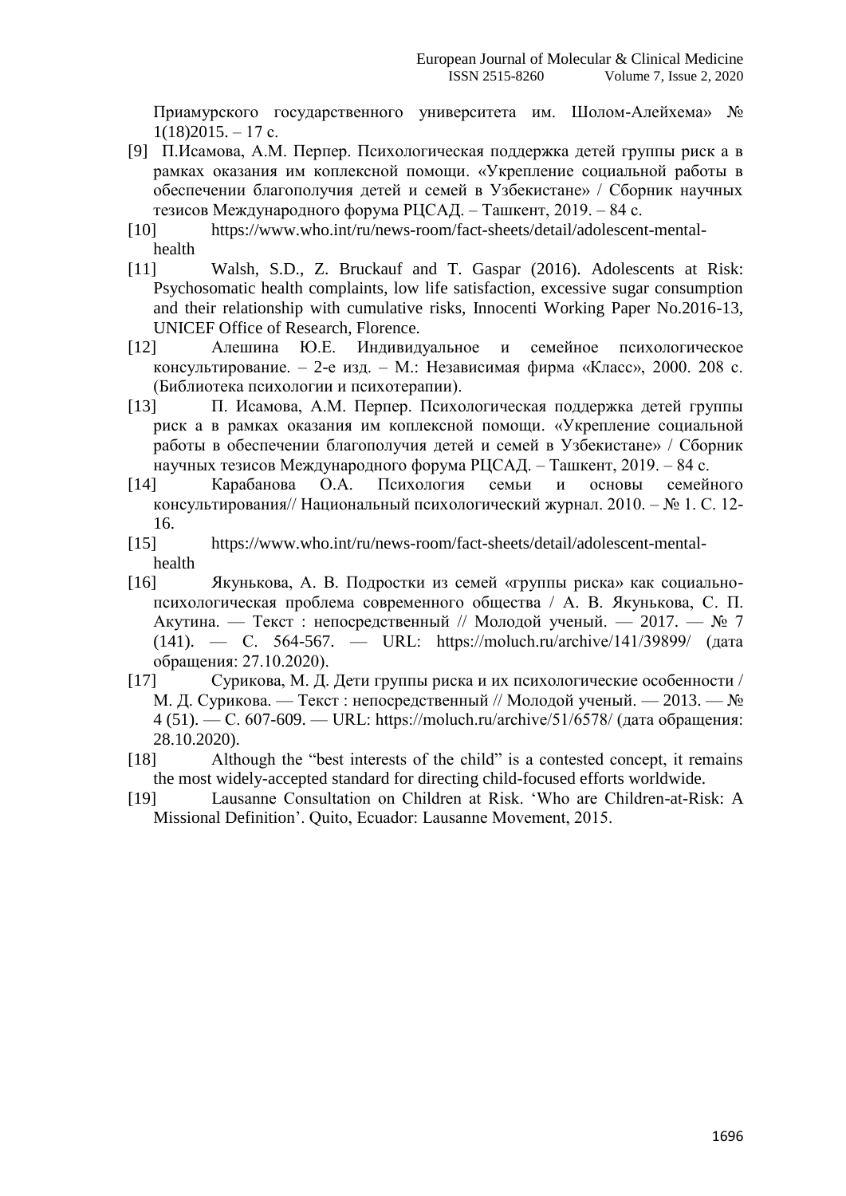Приамурского государственного университета им. Шолом-Алейхема» № 1(18)2015. – 17 с.

[9] П.Исамова, А.М. Перпер. Психологическая поддержка детей группы риск а в рамках оказания им коплексной помощи. «Укрепление социальной работы в обеспечении благополучия детей и семей в Узбекистане» / Сборник научных тезисов Международного форума РЦСАД. – Ташкент, 2019. – 84 с.

[10] https://www.who.int/ru/news-room/fact-sheets/detail/adolescent-mental-health

[11] Walsh, S.D., Z. Bruckauf and T. Gaspar (2016). Adolescents at Risk: Psychosomatic health complaints, low life satisfaction, excessive sugar consumption and their relationship with cumulative risks, Innocenti Working Paper No.2016-13, UNICEF Office of Research, Florence.

[12] Алешина Ю.Е. Индивидуальное и семейное психологическое консультирование. – 2-е изд. – М.: Независимая фирма «Класс», 2000. 208 с. (Библиотека психологии и психотерапии).

[13] П. Исамова, А.М. Перпер. Психологическая поддержка детей группы риск а в рамках оказания им коплексной помощи. «Укрепление социальной работы в обеспечении благополучия детей и семей в Узбекистане» / Сборник научных тезисов Международного форума РЦСАД. – Ташкент, 2019. – 84 с.

[14] Карабанова О.А. Психология семьи и основы семейного консультирования// Национальный психологический журнал. 2010. – № 1. С. 12-16.

[15] https://www.who.int/ru/news-room/fact-sheets/detail/adolescent-mental-health

[16] Якунькова, А. В. Подростки из семей «группы риска» как социально-психологическая проблема современного общества / А. В. Якунькова, С. П. Акутина. — Текст : непосредственный // Молодой ученый. — 2017. — № 7 (141). — С. 564-567. — URL: https://moluch.ru/archive/141/39899/ (дата обращения: 27.10.2020).

[17] Сурикова, М. Д. Дети группы риска и их психологические особенности / М. Д. Сурикова. — Текст : непосредственный // Молодой ученый. — 2013. — № 4 (51). — С. 607-609. — URL: https://moluch.ru/archive/51/6578/ (дата обращения: 28.10.2020).

[18] Although the "best interests of the child" is a contested concept, it remains the most widely-accepted standard for directing child-focused efforts worldwide.

[19] Lausanne Consultation on Children at Risk. 'Who are Children-at-Risk: A Missional Definition'. Quito, Ecuador: Lausanne Movement, 2015.